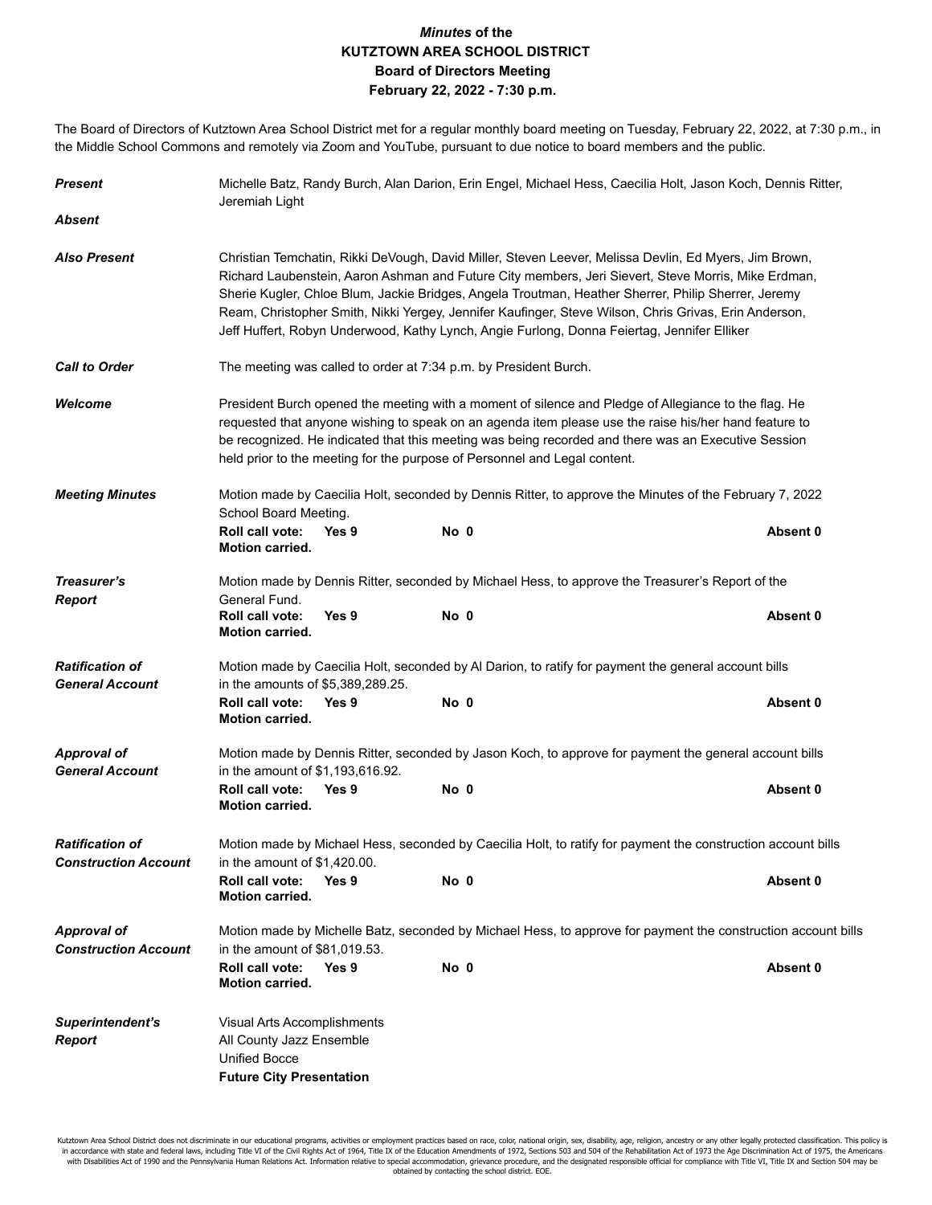# *Minutes* of the
# KUTZTOWN AREA SCHOOL DISTRICT
## Board of Directors Meeting
## February 22, 2022 - 7:30 p.m.

The Board of Directors of Kutztown Area School District met for a regular monthly board meeting on Tuesday, February 22, 2022, at 7:30 p.m., in the Middle School Commons and remotely via Zoom and YouTube, pursuant to due notice to board members and the public.

***Present*** Michelle Batz, Randy Burch, Alan Darion, Erin Engel, Michael Hess, Caecilia Holt, Jason Koch, Dennis Ritter, Jeremiah Light

***Absent***

***Also Present*** Christian Temchatin, Rikki DeVough, David Miller, Steven Leever, Melissa Devlin, Ed Myers, Jim Brown, Richard Laubenstein, Aaron Ashman and Future City members, Jeri Sievert, Steve Morris, Mike Erdman, Sherie Kugler, Chloe Blum, Jackie Bridges, Angela Troutman, Heather Sherrer, Philip Sherrer, Jeremy Ream, Christopher Smith, Nikki Yergey, Jennifer Kaufinger, Steve Wilson, Chris Grivas, Erin Anderson, Jeff Huffert, Robyn Underwood, Kathy Lynch, Angie Furlong, Donna Feiertag, Jennifer Elliker

***Call to Order*** The meeting was called to order at 7:34 p.m. by President Burch.

***Welcome*** President Burch opened the meeting with a moment of silence and Pledge of Allegiance to the flag. He requested that anyone wishing to speak on an agenda item please use the raise his/her hand feature to be recognized. He indicated that this meeting was being recorded and there was an Executive Session held prior to the meeting for the purpose of Personnel and Legal content.

***Meeting Minutes*** Motion made by Caecilia Holt, seconded by Dennis Ritter, to approve the Minutes of the February 7, 2022 School Board Meeting.

**Roll call vote: Yes 9 No 0 Absent 0**
**Motion carried.**

***Treasurer's Report*** Motion made by Dennis Ritter, seconded by Michael Hess, to approve the Treasurer's Report of the General Fund.

**Roll call vote: Yes 9 No 0 Absent 0**
**Motion carried.**

***Ratification of General Account*** Motion made by Caecilia Holt, seconded by Al Darion, to ratify for payment the general account bills in the amounts of $5,389,289.25.

**Roll call vote: Yes 9 No 0 Absent 0**
**Motion carried.**

***Approval of General Account*** Motion made by Dennis Ritter, seconded by Jason Koch, to approve for payment the general account bills in the amount of $1,193,616.92.

**Roll call vote: Yes 9 No 0 Absent 0**
**Motion carried.**

***Ratification of Construction Account*** Motion made by Michael Hess, seconded by Caecilia Holt, to ratify for payment the construction account bills in the amount of $1,420.00.

**Roll call vote: Yes 9 No 0 Absent 0**
**Motion carried.**

***Approval of Construction Account*** Motion made by Michelle Batz, seconded by Michael Hess, to approve for payment the construction account bills in the amount of $81,019.53.

**Roll call vote: Yes 9 No 0 Absent 0**
**Motion carried.**

***Superintendent's Report***
Visual Arts Accomplishments
All County Jazz Ensemble
Unified Bocce
**Future City Presentation**

Kutztown Area School District does not discriminate in our educational programs, activities or employment practices based on race, color, national origin, sex, disability, age, religion, ancestry or any other legally protected classification. This policy is in accordance with state and federal laws, including Title VI of the Civil Rights Act of 1964, Title IX of the Education Amendments of 1972, Sections 503 and 504 of the Rehabilitation Act of 1973 the Age Discrimination Act of 1975, the Americans with Disabilities Act of 1990 and the Pennsylvania Human Relations Act. Information relative to special accommodation, grievance procedure, and the designated responsible official for compliance with Title VI, Title IX and Section 504 may be obtained by contacting the school district. EOE.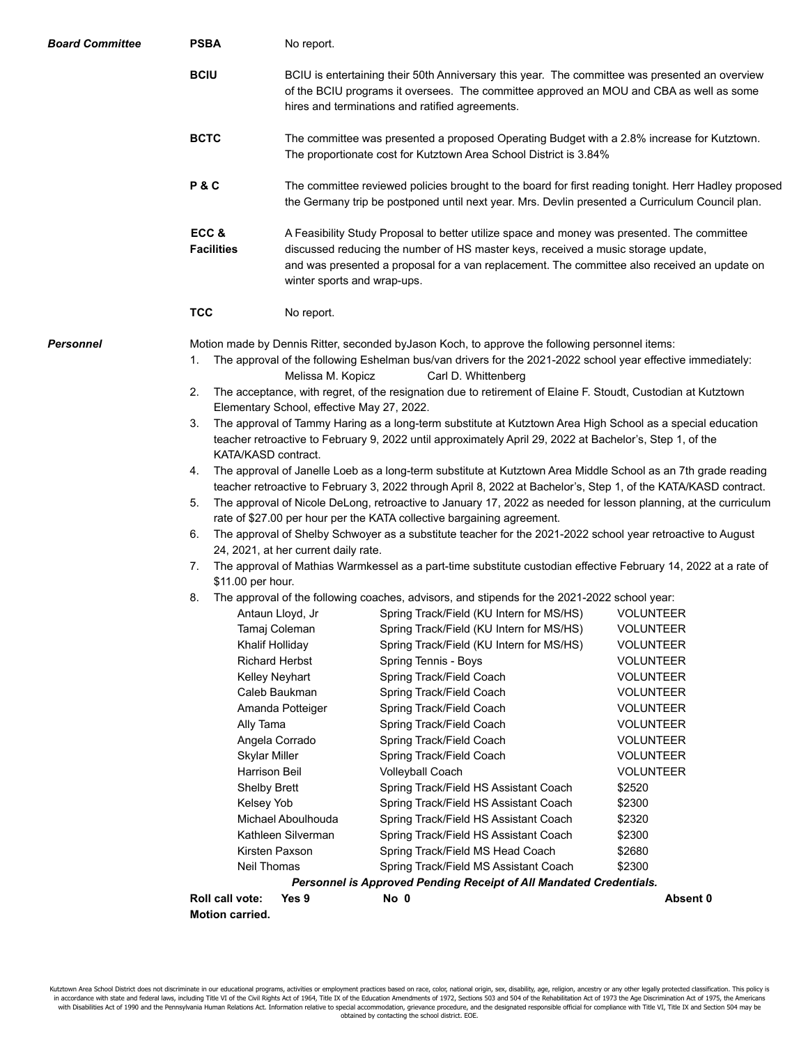***Board Committee***

**PSBA** No report.

**BCIU** BCIU is entertaining their 50th Anniversary this year. The committee was presented an overview of the BCIU programs it oversees. The committee approved an MOU and CBA as well as some hires and terminations and ratified agreements.

**BCTC** The committee was presented a proposed Operating Budget with a 2.8% increase for Kutztown. The proportionate cost for Kutztown Area School District is 3.84%

**P & C** The committee reviewed policies brought to the board for first reading tonight. Herr Hadley proposed the Germany trip be postponed until next year. Mrs. Devlin presented a Curriculum Council plan.

**ECC & Facilities** A Feasibility Study Proposal to better utilize space and money was presented. The committee discussed reducing the number of HS master keys, received a music storage update, and was presented a proposal for a van replacement. The committee also received an update on winter sports and wrap-ups.

**TCC** No report.

***Personnel***

Motion made by Dennis Ritter, seconded byJason Koch, to approve the following personnel items:

1. The approval of the following Eshelman bus/van drivers for the 2021-2022 school year effective immediately:
   Melissa M. Kopicz Carl D. Whittenberg
2. The acceptance, with regret, of the resignation due to retirement of Elaine F. Stoudt, Custodian at Kutztown Elementary School, effective May 27, 2022.
3. The approval of Tammy Haring as a long-term substitute at Kutztown Area High School as a special education teacher retroactive to February 9, 2022 until approximately April 29, 2022 at Bachelor's, Step 1, of the KATA/KASD contract.
4. The approval of Janelle Loeb as a long-term substitute at Kutztown Area Middle School as an 7th grade reading teacher retroactive to February 3, 2022 through April 8, 2022 at Bachelor's, Step 1, of the KATA/KASD contract.
5. The approval of Nicole DeLong, retroactive to January 17, 2022 as needed for lesson planning, at the curriculum rate of $27.00 per hour per the KATA collective bargaining agreement.
6. The approval of Shelby Schwoyer as a substitute teacher for the 2021-2022 school year retroactive to August 24, 2021, at her current daily rate.
7. The approval of Mathias Warmkessel as a part-time substitute custodian effective February 14, 2022 at a rate of $11.00 per hour.
8. The approval of the following coaches, advisors, and stipends for the 2021-2022 school year:

| | | |
|---|---|---|
| Antaun Lloyd, Jr | Spring Track/Field (KU Intern for MS/HS) | VOLUNTEER |
| Tamaj Coleman | Spring Track/Field (KU Intern for MS/HS) | VOLUNTEER |
| Khalif Holliday | Spring Track/Field (KU Intern for MS/HS) | VOLUNTEER |
| Richard Herbst | Spring Tennis - Boys | VOLUNTEER |
| Kelley Neyhart | Spring Track/Field Coach | VOLUNTEER |
| Caleb Baukman | Spring Track/Field Coach | VOLUNTEER |
| Amanda Potteiger | Spring Track/Field Coach | VOLUNTEER |
| Ally Tama | Spring Track/Field Coach | VOLUNTEER |
| Angela Corrado | Spring Track/Field Coach | VOLUNTEER |
| Skylar Miller | Spring Track/Field Coach | VOLUNTEER |
| Harrison Beil | Volleyball Coach | VOLUNTEER |
| Shelby Brett | Spring Track/Field HS Assistant Coach | $2520 |
| Kelsey Yob | Spring Track/Field HS Assistant Coach | $2300 |
| Michael Aboulhouda | Spring Track/Field HS Assistant Coach | $2320 |
| Kathleen Silverman | Spring Track/Field HS Assistant Coach | $2300 |
| Kirsten Paxson | Spring Track/Field MS Head Coach | $2680 |
| Neil Thomas | Spring Track/Field MS Assistant Coach | $2300 |

***Personnel is Approved Pending Receipt of All Mandated Credentials.***

**Roll call vote: Yes 9 No 0 Absent 0**

**Motion carried.**

Kutztown Area School District does not discriminate in our educational programs, activities or employment practices based on race, color, national origin, sex, disability, age, religion, ancestry or any other legally protected classification. This policy is in accordance with state and federal laws, including Title VI of the Civil Rights Act of 1964, Title IX of the Education Amendments of 1972, Sections 503 and 504 of the Rehabilitation Act of 1973 the Age Discrimination Act of 1975, the Americans with Disabilities Act of 1990 and the Pennsylvania Human Relations Act. Information relative to special accommodation, grievance procedure, and the designated responsible official for compliance with Title VI, Title IX and Section 504 may be obtained by contacting the school district. EOE.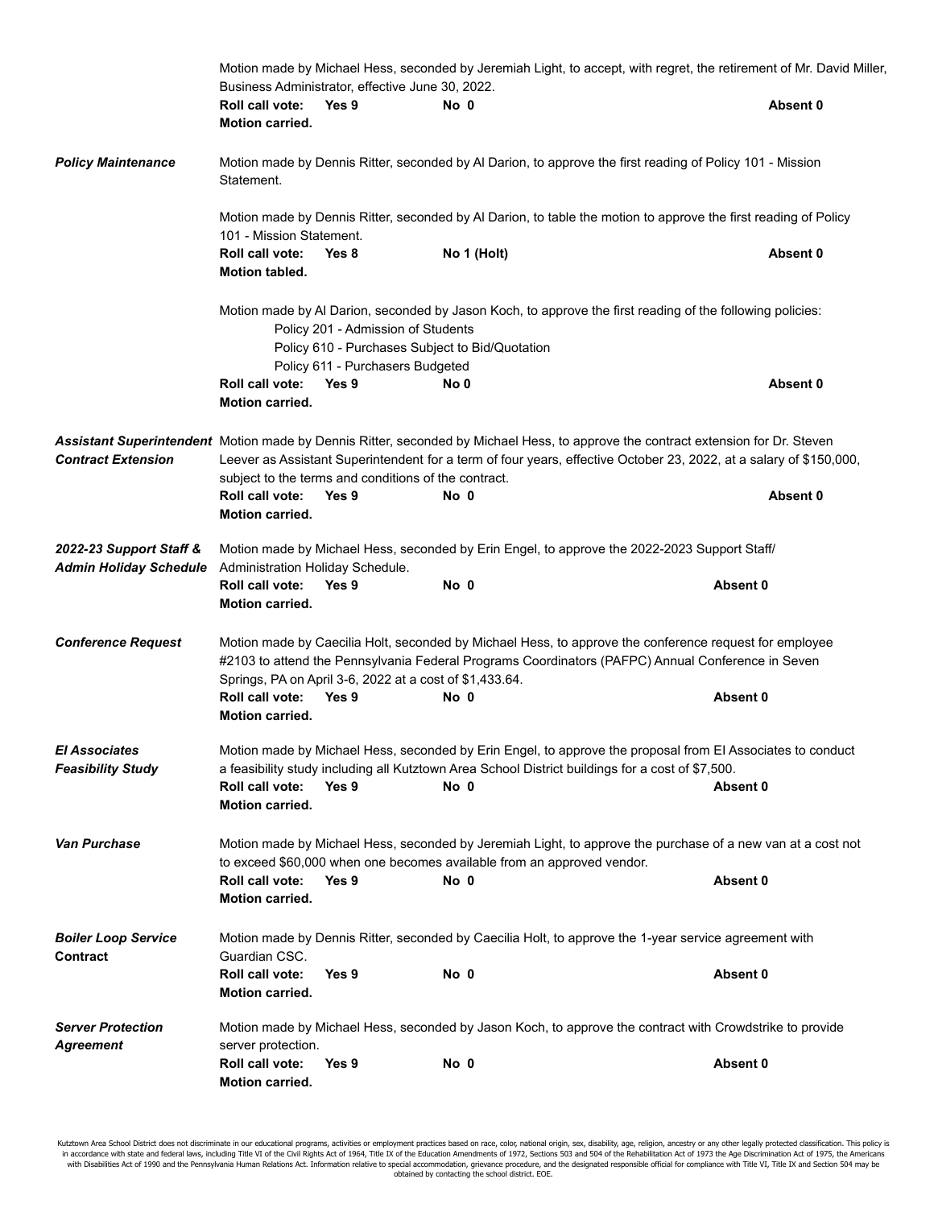Motion made by Michael Hess, seconded by Jeremiah Light, to accept, with regret, the retirement of Mr. David Miller, Business Administrator, effective June 30, 2022.

**Roll call vote: Yes 9 No 0 Absent 0**
**Motion carried.**

***Policy Maintenance***

Motion made by Dennis Ritter, seconded by Al Darion, to approve the first reading of Policy 101 - Mission Statement.

Motion made by Dennis Ritter, seconded by Al Darion, to table the motion to approve the first reading of Policy 101 - Mission Statement.

**Roll call vote: Yes 8 No 1 (Holt) Absent 0**
**Motion tabled.**

Motion made by Al Darion, seconded by Jason Koch, to approve the first reading of the following policies:

- Policy 201 - Admission of Students
- Policy 610 - Purchases Subject to Bid/Quotation
- Policy 611 - Purchasers Budgeted

**Roll call vote: Yes 9 No 0 Absent 0**
**Motion carried.**

***Assistant Superintendent Contract Extension***

Motion made by Dennis Ritter, seconded by Michael Hess, to approve the contract extension for Dr. Steven Leever as Assistant Superintendent for a term of four years, effective October 23, 2022, at a salary of $150,000, subject to the terms and conditions of the contract.

**Roll call vote: Yes 9 No 0 Absent 0**
**Motion carried.**

***2022-23 Support Staff & Admin Holiday Schedule***

Motion made by Michael Hess, seconded by Erin Engel, to approve the 2022-2023 Support Staff/ Administration Holiday Schedule.

**Roll call vote: Yes 9 No 0 Absent 0**
**Motion carried.**

***Conference Request***

Motion made by Caecilia Holt, seconded by Michael Hess, to approve the conference request for employee #2103 to attend the Pennsylvania Federal Programs Coordinators (PAFPC) Annual Conference in Seven Springs, PA on April 3-6, 2022 at a cost of $1,433.64.

**Roll call vote: Yes 9 No 0 Absent 0**
**Motion carried.**

***EI Associates Feasibility Study***

Motion made by Michael Hess, seconded by Erin Engel, to approve the proposal from EI Associates to conduct a feasibility study including all Kutztown Area School District buildings for a cost of $7,500.

**Roll call vote: Yes 9 No 0 Absent 0**
**Motion carried.**

***Van Purchase***

Motion made by Michael Hess, seconded by Jeremiah Light, to approve the purchase of a new van at a cost not to exceed $60,000 when one becomes available from an approved vendor.

**Roll call vote: Yes 9 No 0 Absent 0**
**Motion carried.**

***Boiler Loop Service* Contract**

Motion made by Dennis Ritter, seconded by Caecilia Holt, to approve the 1-year service agreement with Guardian CSC.

**Roll call vote: Yes 9 No 0 Absent 0**
**Motion carried.**

***Server Protection Agreement***

Motion made by Michael Hess, seconded by Jason Koch, to approve the contract with Crowdstrike to provide server protection.

**Roll call vote: Yes 9 No 0 Absent 0**
**Motion carried.**

Kutztown Area School District does not discriminate in our educational programs, activities or employment practices based on race, color, national origin, sex, disability, age, religion, ancestry or any other legally protected classification. This policy is in accordance with state and federal laws, including Title VI of the Civil Rights Act of 1964, Title IX of the Education Amendments of 1972, Sections 503 and 504 of the Rehabilitation Act of 1973 the Age Discrimination Act of 1975, the Americans with Disabilities Act of 1990 and the Pennsylvania Human Relations Act. Information relative to special accommodation, grievance procedure, and the designated responsible official for compliance with Title VI, Title IX and Section 504 may be obtained by contacting the school district. EOE.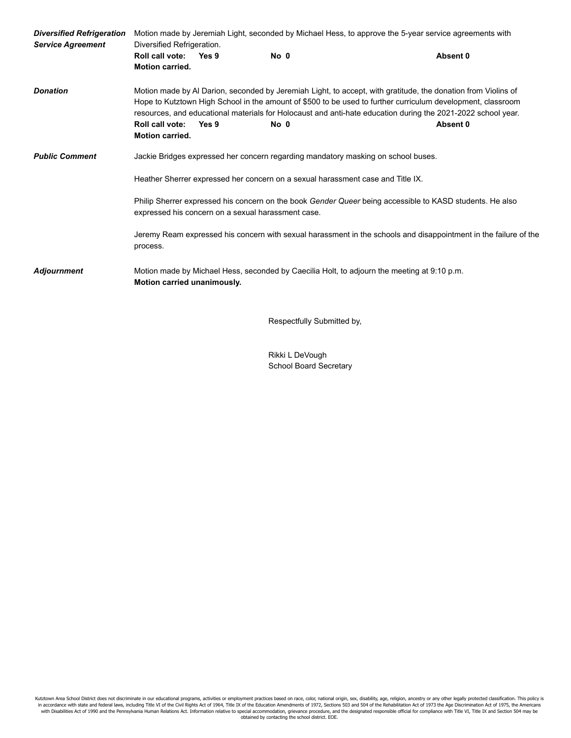***Diversified Refrigeration Service Agreement***

Motion made by Jeremiah Light, seconded by Michael Hess, to approve the 5-year service agreements with Diversified Refrigeration.

**Roll call vote: Yes 9 No 0 Absent 0**

**Motion carried.**

***Donation***

Motion made by Al Darion, seconded by Jeremiah Light, to accept, with gratitude, the donation from Violins of Hope to Kutztown High School in the amount of $500 to be used to further curriculum development, classroom resources, and educational materials for Holocaust and anti-hate education during the 2021-2022 school year.

**Roll call vote: Yes 9 No 0 Absent 0**

**Motion carried.**

***Public Comment***

Jackie Bridges expressed her concern regarding mandatory masking on school buses.

Heather Sherrer expressed her concern on a sexual harassment case and Title IX.

Philip Sherrer expressed his concern on the book *Gender Queer* being accessible to KASD students. He also expressed his concern on a sexual harassment case.

Jeremy Ream expressed his concern with sexual harassment in the schools and disappointment in the failure of the process.

***Adjournment***

Motion made by Michael Hess, seconded by Caecilia Holt, to adjourn the meeting at 9:10 p.m.

**Motion carried unanimously.**

Respectfully Submitted by,

Rikki L DeVough
School Board Secretary

Kutztown Area School District does not discriminate in our educational programs, activities or employment practices based on race, color, national origin, sex, disability, age, religion, ancestry or any other legally protected classification. This policy is in accordance with state and federal laws, including Title VI of the Civil Rights Act of 1964, Title IX of the Education Amendments of 1972, Sections 503 and 504 of the Rehabilitation Act of 1973 the Age Discrimination Act of 1975, the Americans with Disabilities Act of 1990 and the Pennsylvania Human Relations Act. Information relative to special accommodation, grievance procedure, and the designated responsible official for compliance with Title VI, Title IX and Section 504 may be obtained by contacting the school district. EOE.